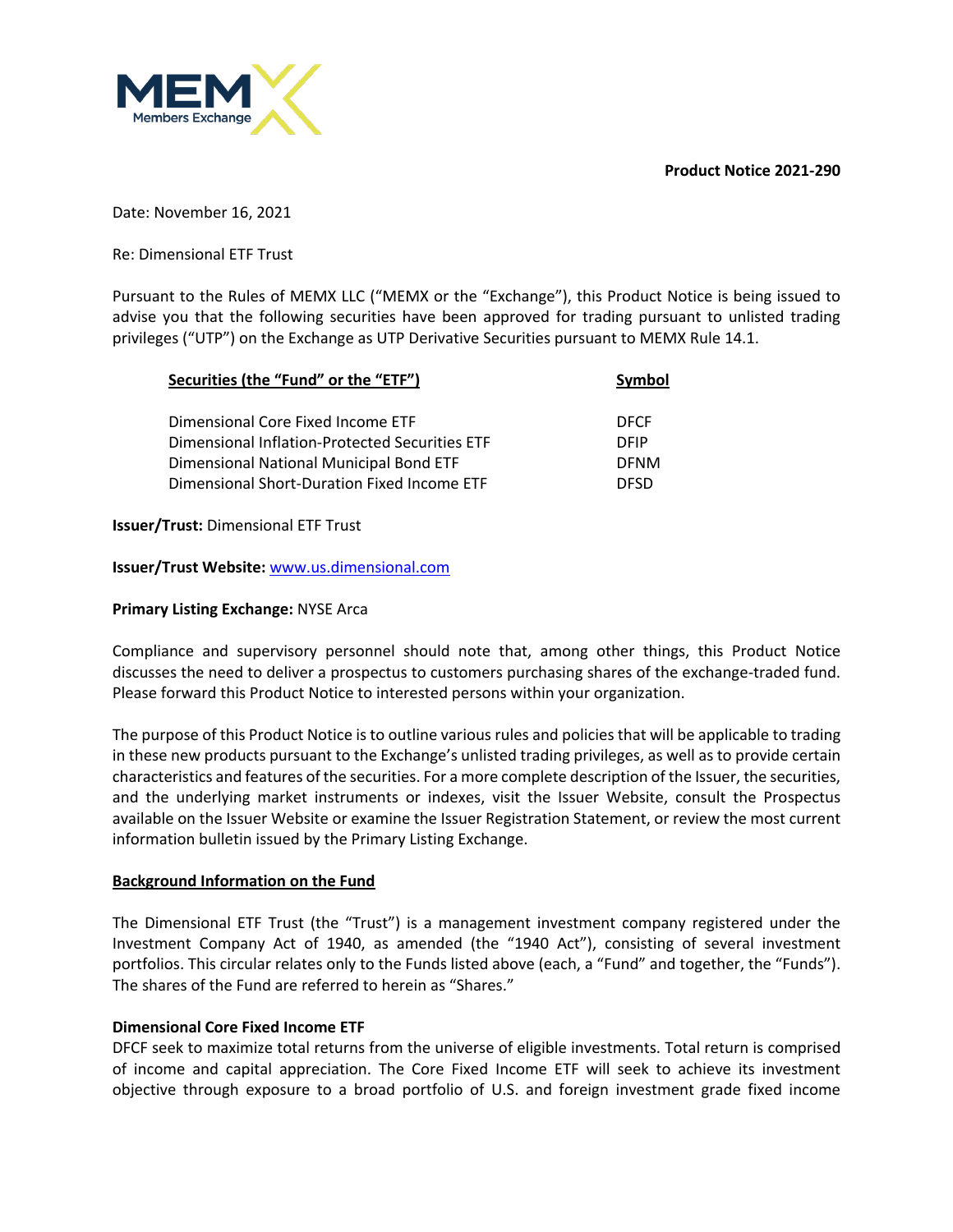**Product Notice 2021-290**

Date: November 16, 2021

Re: Dimensional ETF Trust

Pursuant to the Rules of MEMX LLC ("MEMX or the "Exchange"), this Product Notice is being issued to advise you that the following securities have been approved for trading pursuant to unlisted trading privileges ("UTP") on the Exchange as UTP Derivative Securities pursuant to MEMX Rule 14.1.

| Securities (the "Fund" or the "ETF") | Symbol |
|---|---|
| Dimensional Core Fixed Income ETF | DFCF |
| Dimensional Inflation-Protected Securities ETF | DFIP |
| Dimensional National Municipal Bond ETF | DFNM |
| Dimensional Short-Duration Fixed Income ETF | DFSD |

**Issuer/Trust:** Dimensional ETF Trust

**Issuer/Trust Website:** www.us.dimensional.com

**Primary Listing Exchange:** NYSE Arca

Compliance and supervisory personnel should note that, among other things, this Product Notice discusses the need to deliver a prospectus to customers purchasing shares of the exchange-traded fund. Please forward this Product Notice to interested persons within your organization.

The purpose of this Product Notice is to outline various rules and policies that will be applicable to trading in these new products pursuant to the Exchange's unlisted trading privileges, as well as to provide certain characteristics and features of the securities. For a more complete description of the Issuer, the securities, and the underlying market instruments or indexes, visit the Issuer Website, consult the Prospectus available on the Issuer Website or examine the Issuer Registration Statement, or review the most current information bulletin issued by the Primary Listing Exchange.

## Background Information on the Fund

The Dimensional ETF Trust (the "Trust") is a management investment company registered under the Investment Company Act of 1940, as amended (the "1940 Act"), consisting of several investment portfolios. This circular relates only to the Funds listed above (each, a "Fund" and together, the "Funds"). The shares of the Fund are referred to herein as "Shares."

### Dimensional Core Fixed Income ETF

DFCF seek to maximize total returns from the universe of eligible investments. Total return is comprised of income and capital appreciation. The Core Fixed Income ETF will seek to achieve its investment objective through exposure to a broad portfolio of U.S. and foreign investment grade fixed income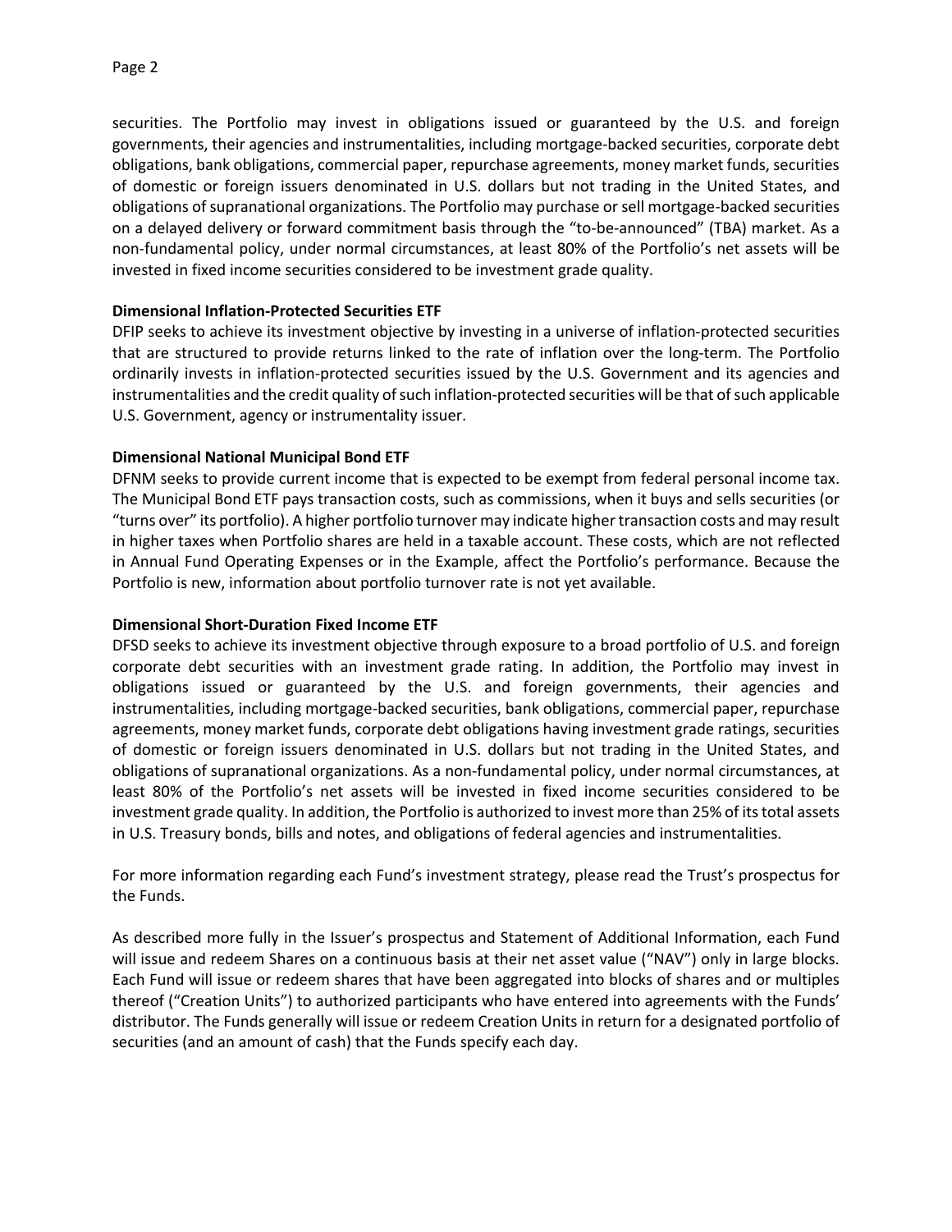securities. The Portfolio may invest in obligations issued or guaranteed by the U.S. and foreign governments, their agencies and instrumentalities, including mortgage-backed securities, corporate debt obligations, bank obligations, commercial paper, repurchase agreements, money market funds, securities of domestic or foreign issuers denominated in U.S. dollars but not trading in the United States, and obligations of supranational organizations. The Portfolio may purchase or sell mortgage-backed securities on a delayed delivery or forward commitment basis through the "to-be-announced" (TBA) market. As a non-fundamental policy, under normal circumstances, at least 80% of the Portfolio's net assets will be invested in fixed income securities considered to be investment grade quality.

**Dimensional Inflation-Protected Securities ETF**

DFIP seeks to achieve its investment objective by investing in a universe of inflation-protected securities that are structured to provide returns linked to the rate of inflation over the long-term. The Portfolio ordinarily invests in inflation-protected securities issued by the U.S. Government and its agencies and instrumentalities and the credit quality of such inflation-protected securities will be that of such applicable U.S. Government, agency or instrumentality issuer.

**Dimensional National Municipal Bond ETF**

DFNM seeks to provide current income that is expected to be exempt from federal personal income tax. The Municipal Bond ETF pays transaction costs, such as commissions, when it buys and sells securities (or "turns over" its portfolio). A higher portfolio turnover may indicate higher transaction costs and may result in higher taxes when Portfolio shares are held in a taxable account. These costs, which are not reflected in Annual Fund Operating Expenses or in the Example, affect the Portfolio's performance. Because the Portfolio is new, information about portfolio turnover rate is not yet available.

**Dimensional Short-Duration Fixed Income ETF**

DFSD seeks to achieve its investment objective through exposure to a broad portfolio of U.S. and foreign corporate debt securities with an investment grade rating. In addition, the Portfolio may invest in obligations issued or guaranteed by the U.S. and foreign governments, their agencies and instrumentalities, including mortgage-backed securities, bank obligations, commercial paper, repurchase agreements, money market funds, corporate debt obligations having investment grade ratings, securities of domestic or foreign issuers denominated in U.S. dollars but not trading in the United States, and obligations of supranational organizations. As a non-fundamental policy, under normal circumstances, at least 80% of the Portfolio's net assets will be invested in fixed income securities considered to be investment grade quality. In addition, the Portfolio is authorized to invest more than 25% of its total assets in U.S. Treasury bonds, bills and notes, and obligations of federal agencies and instrumentalities.

For more information regarding each Fund's investment strategy, please read the Trust's prospectus for the Funds.

As described more fully in the Issuer's prospectus and Statement of Additional Information, each Fund will issue and redeem Shares on a continuous basis at their net asset value ("NAV") only in large blocks. Each Fund will issue or redeem shares that have been aggregated into blocks of shares and or multiples thereof ("Creation Units") to authorized participants who have entered into agreements with the Funds' distributor. The Funds generally will issue or redeem Creation Units in return for a designated portfolio of securities (and an amount of cash) that the Funds specify each day.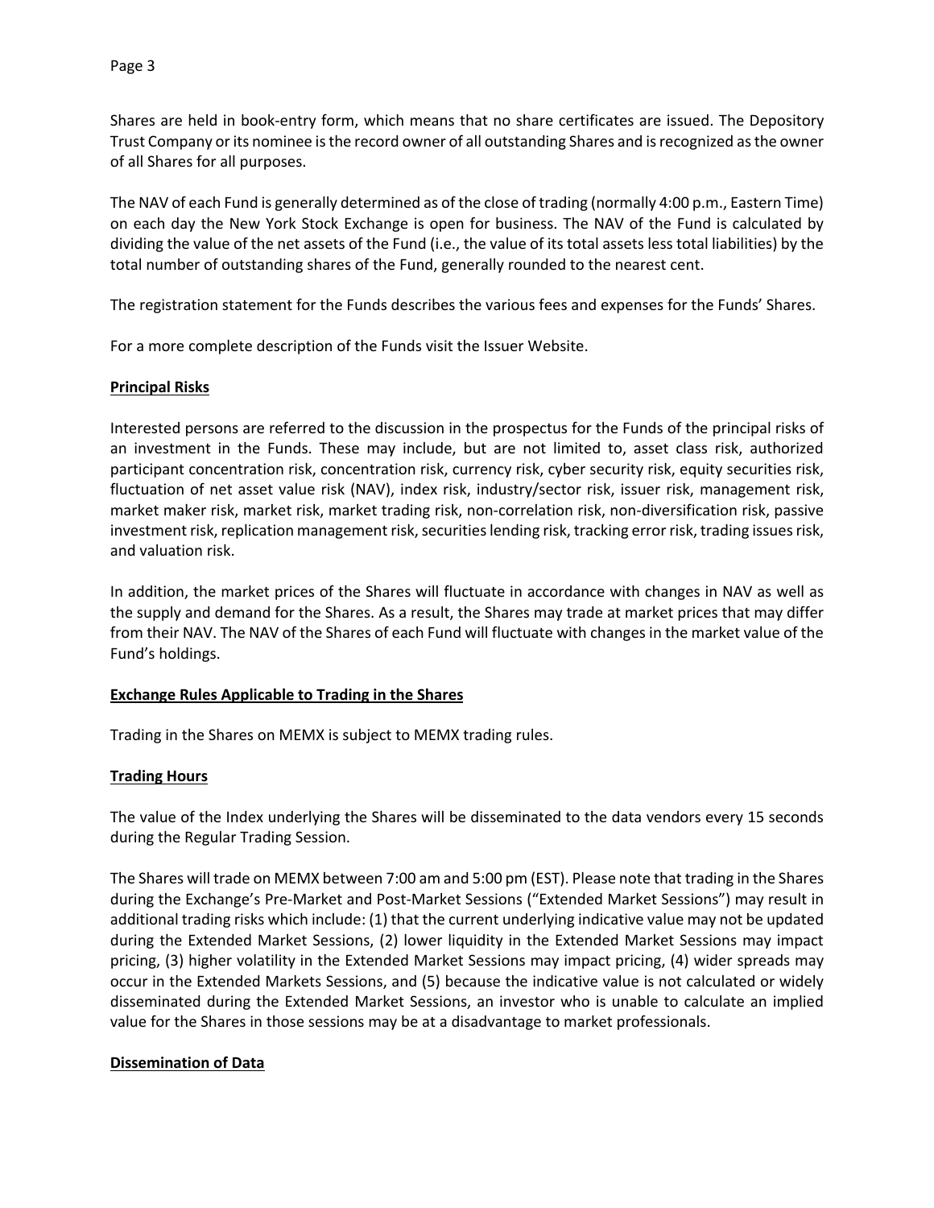Shares are held in book-entry form, which means that no share certificates are issued. The Depository Trust Company or its nominee is the record owner of all outstanding Shares and is recognized as the owner of all Shares for all purposes.

The NAV of each Fund is generally determined as of the close of trading (normally 4:00 p.m., Eastern Time) on each day the New York Stock Exchange is open for business. The NAV of the Fund is calculated by dividing the value of the net assets of the Fund (i.e., the value of its total assets less total liabilities) by the total number of outstanding shares of the Fund, generally rounded to the nearest cent.

The registration statement for the Funds describes the various fees and expenses for the Funds' Shares.

For a more complete description of the Funds visit the Issuer Website.

## Principal Risks

Interested persons are referred to the discussion in the prospectus for the Funds of the principal risks of an investment in the Funds. These may include, but are not limited to, asset class risk, authorized participant concentration risk, concentration risk, currency risk, cyber security risk, equity securities risk, fluctuation of net asset value risk (NAV), index risk, industry/sector risk, issuer risk, management risk, market maker risk, market risk, market trading risk, non-correlation risk, non-diversification risk, passive investment risk, replication management risk, securities lending risk, tracking error risk, trading issues risk, and valuation risk.

In addition, the market prices of the Shares will fluctuate in accordance with changes in NAV as well as the supply and demand for the Shares. As a result, the Shares may trade at market prices that may differ from their NAV. The NAV of the Shares of each Fund will fluctuate with changes in the market value of the Fund's holdings.

## Exchange Rules Applicable to Trading in the Shares

Trading in the Shares on MEMX is subject to MEMX trading rules.

## Trading Hours

The value of the Index underlying the Shares will be disseminated to the data vendors every 15 seconds during the Regular Trading Session.

The Shares will trade on MEMX between 7:00 am and 5:00 pm (EST). Please note that trading in the Shares during the Exchange's Pre-Market and Post-Market Sessions ("Extended Market Sessions") may result in additional trading risks which include: (1) that the current underlying indicative value may not be updated during the Extended Market Sessions, (2) lower liquidity in the Extended Market Sessions may impact pricing, (3) higher volatility in the Extended Market Sessions may impact pricing, (4) wider spreads may occur in the Extended Markets Sessions, and (5) because the indicative value is not calculated or widely disseminated during the Extended Market Sessions, an investor who is unable to calculate an implied value for the Shares in those sessions may be at a disadvantage to market professionals.

## Dissemination of Data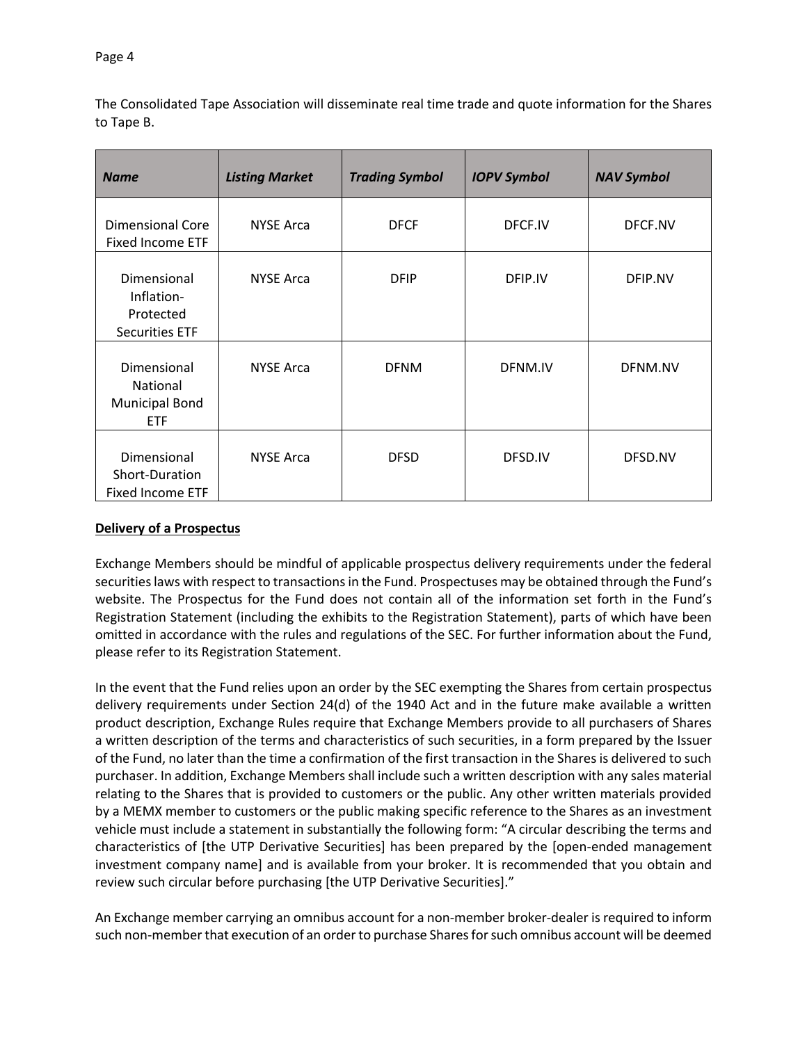The Consolidated Tape Association will disseminate real time trade and quote information for the Shares to Tape B.

| *Name* | *Listing Market* | *Trading Symbol* | *IOPV Symbol* | *NAV Symbol* |
|---|---|---|---|---|
| Dimensional Core Fixed Income ETF | NYSE Arca | DFCF | DFCF.IV | DFCF.NV |
| Dimensional Inflation-Protected Securities ETF | NYSE Arca | DFIP | DFIP.IV | DFIP.NV |
| Dimensional National Municipal Bond ETF | NYSE Arca | DFNM | DFNM.IV | DFNM.NV |
| Dimensional Short-Duration Fixed Income ETF | NYSE Arca | DFSD | DFSD.IV | DFSD.NV |

**Delivery of a Prospectus**

Exchange Members should be mindful of applicable prospectus delivery requirements under the federal securities laws with respect to transactions in the Fund. Prospectuses may be obtained through the Fund's website. The Prospectus for the Fund does not contain all of the information set forth in the Fund's Registration Statement (including the exhibits to the Registration Statement), parts of which have been omitted in accordance with the rules and regulations of the SEC. For further information about the Fund, please refer to its Registration Statement.

In the event that the Fund relies upon an order by the SEC exempting the Shares from certain prospectus delivery requirements under Section 24(d) of the 1940 Act and in the future make available a written product description, Exchange Rules require that Exchange Members provide to all purchasers of Shares a written description of the terms and characteristics of such securities, in a form prepared by the Issuer of the Fund, no later than the time a confirmation of the first transaction in the Shares is delivered to such purchaser. In addition, Exchange Members shall include such a written description with any sales material relating to the Shares that is provided to customers or the public. Any other written materials provided by a MEMX member to customers or the public making specific reference to the Shares as an investment vehicle must include a statement in substantially the following form: "A circular describing the terms and characteristics of [the UTP Derivative Securities] has been prepared by the [open-ended management investment company name] and is available from your broker. It is recommended that you obtain and review such circular before purchasing [the UTP Derivative Securities]."

An Exchange member carrying an omnibus account for a non-member broker-dealer is required to inform such non-member that execution of an order to purchase Shares for such omnibus account will be deemed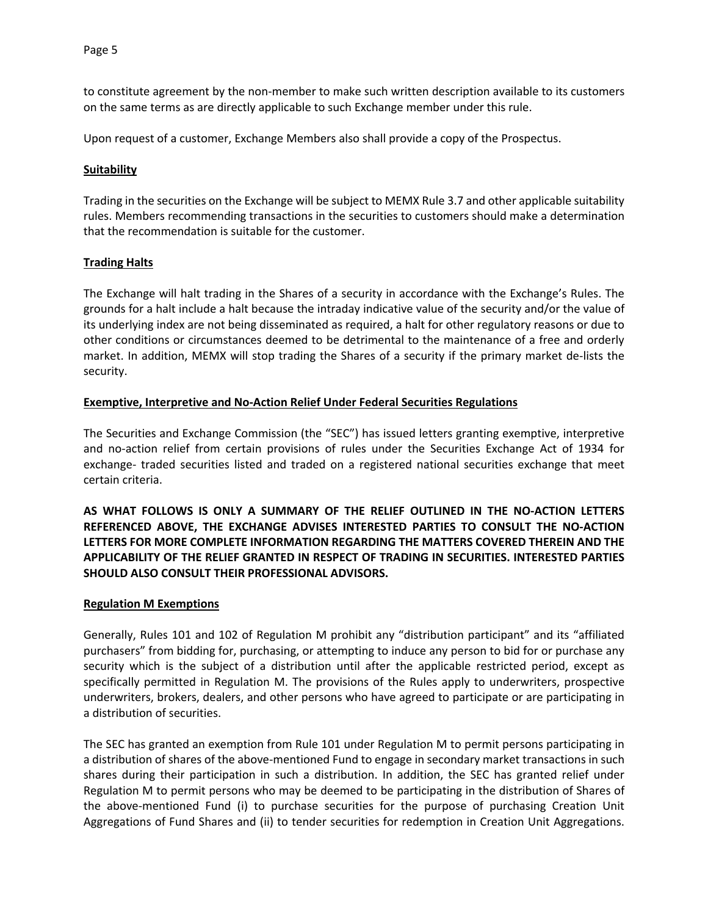to constitute agreement by the non-member to make such written description available to its customers on the same terms as are directly applicable to such Exchange member under this rule.

Upon request of a customer, Exchange Members also shall provide a copy of the Prospectus.

**Suitability**

Trading in the securities on the Exchange will be subject to MEMX Rule 3.7 and other applicable suitability rules. Members recommending transactions in the securities to customers should make a determination that the recommendation is suitable for the customer.

**Trading Halts**

The Exchange will halt trading in the Shares of a security in accordance with the Exchange's Rules. The grounds for a halt include a halt because the intraday indicative value of the security and/or the value of its underlying index are not being disseminated as required, a halt for other regulatory reasons or due to other conditions or circumstances deemed to be detrimental to the maintenance of a free and orderly market. In addition, MEMX will stop trading the Shares of a security if the primary market de-lists the security.

**Exemptive, Interpretive and No-Action Relief Under Federal Securities Regulations**

The Securities and Exchange Commission (the "SEC") has issued letters granting exemptive, interpretive and no-action relief from certain provisions of rules under the Securities Exchange Act of 1934 for exchange- traded securities listed and traded on a registered national securities exchange that meet certain criteria.

**AS WHAT FOLLOWS IS ONLY A SUMMARY OF THE RELIEF OUTLINED IN THE NO-ACTION LETTERS REFERENCED ABOVE, THE EXCHANGE ADVISES INTERESTED PARTIES TO CONSULT THE NO-ACTION LETTERS FOR MORE COMPLETE INFORMATION REGARDING THE MATTERS COVERED THEREIN AND THE APPLICABILITY OF THE RELIEF GRANTED IN RESPECT OF TRADING IN SECURITIES. INTERESTED PARTIES SHOULD ALSO CONSULT THEIR PROFESSIONAL ADVISORS.**

**Regulation M Exemptions**

Generally, Rules 101 and 102 of Regulation M prohibit any "distribution participant" and its "affiliated purchasers" from bidding for, purchasing, or attempting to induce any person to bid for or purchase any security which is the subject of a distribution until after the applicable restricted period, except as specifically permitted in Regulation M. The provisions of the Rules apply to underwriters, prospective underwriters, brokers, dealers, and other persons who have agreed to participate or are participating in a distribution of securities.

The SEC has granted an exemption from Rule 101 under Regulation M to permit persons participating in a distribution of shares of the above-mentioned Fund to engage in secondary market transactions in such shares during their participation in such a distribution. In addition, the SEC has granted relief under Regulation M to permit persons who may be deemed to be participating in the distribution of Shares of the above-mentioned Fund (i) to purchase securities for the purpose of purchasing Creation Unit Aggregations of Fund Shares and (ii) to tender securities for redemption in Creation Unit Aggregations.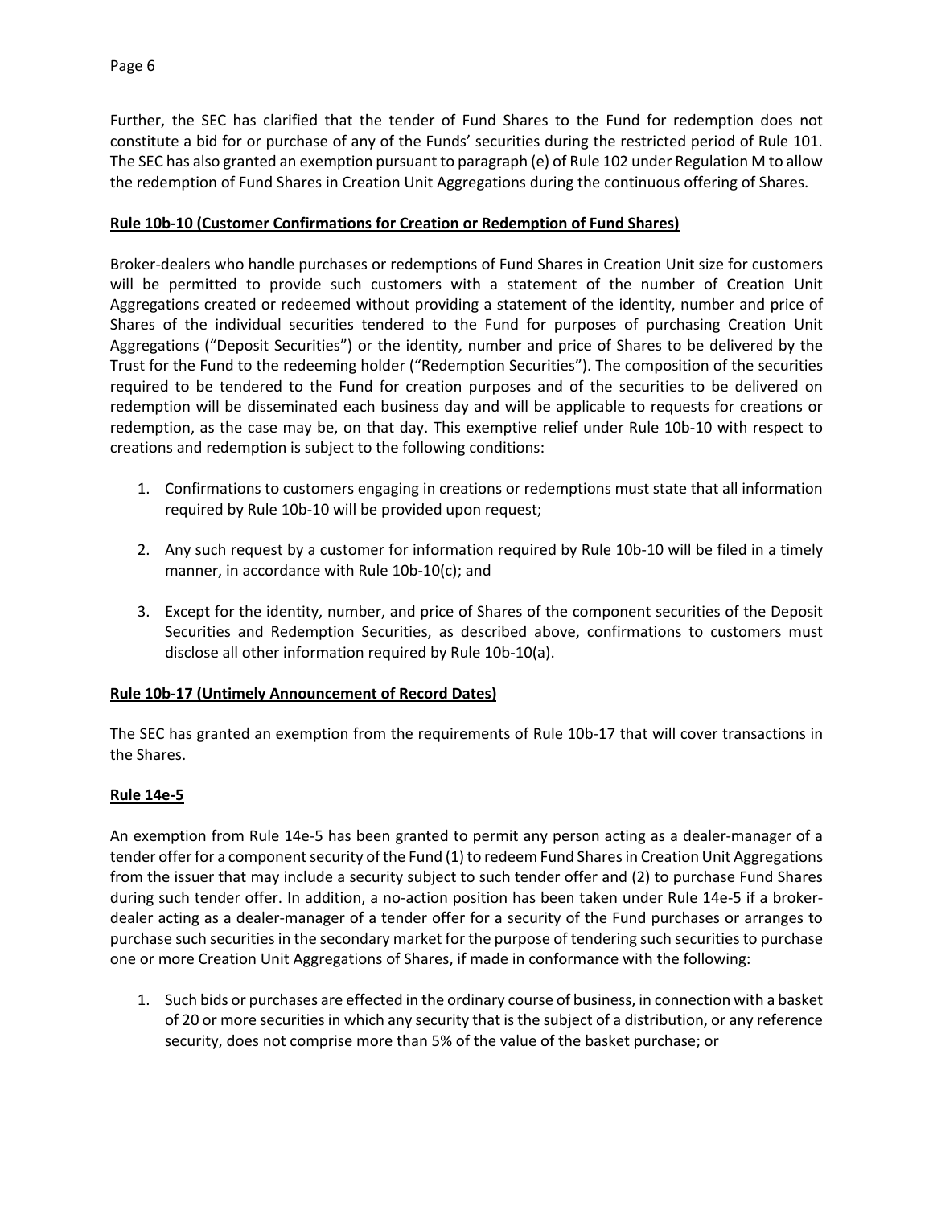Further, the SEC has clarified that the tender of Fund Shares to the Fund for redemption does not constitute a bid for or purchase of any of the Funds' securities during the restricted period of Rule 101. The SEC has also granted an exemption pursuant to paragraph (e) of Rule 102 under Regulation M to allow the redemption of Fund Shares in Creation Unit Aggregations during the continuous offering of Shares.

**Rule 10b-10 (Customer Confirmations for Creation or Redemption of Fund Shares)**

Broker-dealers who handle purchases or redemptions of Fund Shares in Creation Unit size for customers will be permitted to provide such customers with a statement of the number of Creation Unit Aggregations created or redeemed without providing a statement of the identity, number and price of Shares of the individual securities tendered to the Fund for purposes of purchasing Creation Unit Aggregations ("Deposit Securities") or the identity, number and price of Shares to be delivered by the Trust for the Fund to the redeeming holder ("Redemption Securities"). The composition of the securities required to be tendered to the Fund for creation purposes and of the securities to be delivered on redemption will be disseminated each business day and will be applicable to requests for creations or redemption, as the case may be, on that day. This exemptive relief under Rule 10b-10 with respect to creations and redemption is subject to the following conditions:

1. Confirmations to customers engaging in creations or redemptions must state that all information required by Rule 10b-10 will be provided upon request;

2. Any such request by a customer for information required by Rule 10b-10 will be filed in a timely manner, in accordance with Rule 10b-10(c); and

3. Except for the identity, number, and price of Shares of the component securities of the Deposit Securities and Redemption Securities, as described above, confirmations to customers must disclose all other information required by Rule 10b-10(a).

**Rule 10b-17 (Untimely Announcement of Record Dates)**

The SEC has granted an exemption from the requirements of Rule 10b-17 that will cover transactions in the Shares.

**Rule 14e-5**

An exemption from Rule 14e-5 has been granted to permit any person acting as a dealer-manager of a tender offer for a component security of the Fund (1) to redeem Fund Shares in Creation Unit Aggregations from the issuer that may include a security subject to such tender offer and (2) to purchase Fund Shares during such tender offer. In addition, a no-action position has been taken under Rule 14e-5 if a broker-dealer acting as a dealer-manager of a tender offer for a security of the Fund purchases or arranges to purchase such securities in the secondary market for the purpose of tendering such securities to purchase one or more Creation Unit Aggregations of Shares, if made in conformance with the following:

1. Such bids or purchases are effected in the ordinary course of business, in connection with a basket of 20 or more securities in which any security that is the subject of a distribution, or any reference security, does not comprise more than 5% of the value of the basket purchase; or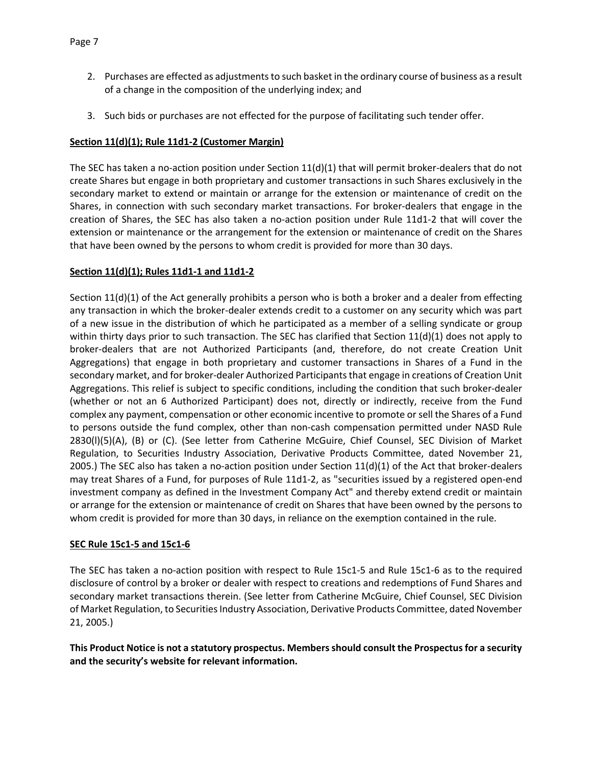2. Purchases are effected as adjustments to such basket in the ordinary course of business as a result of a change in the composition of the underlying index; and

3. Such bids or purchases are not effected for the purpose of facilitating such tender offer.

**Section 11(d)(1); Rule 11d1-2 (Customer Margin)**

The SEC has taken a no-action position under Section 11(d)(1) that will permit broker-dealers that do not create Shares but engage in both proprietary and customer transactions in such Shares exclusively in the secondary market to extend or maintain or arrange for the extension or maintenance of credit on the Shares, in connection with such secondary market transactions. For broker-dealers that engage in the creation of Shares, the SEC has also taken a no-action position under Rule 11d1-2 that will cover the extension or maintenance or the arrangement for the extension or maintenance of credit on the Shares that have been owned by the persons to whom credit is provided for more than 30 days.

**Section 11(d)(1); Rules 11d1-1 and 11d1-2**

Section 11(d)(1) of the Act generally prohibits a person who is both a broker and a dealer from effecting any transaction in which the broker-dealer extends credit to a customer on any security which was part of a new issue in the distribution of which he participated as a member of a selling syndicate or group within thirty days prior to such transaction. The SEC has clarified that Section 11(d)(1) does not apply to broker-dealers that are not Authorized Participants (and, therefore, do not create Creation Unit Aggregations) that engage in both proprietary and customer transactions in Shares of a Fund in the secondary market, and for broker-dealer Authorized Participants that engage in creations of Creation Unit Aggregations. This relief is subject to specific conditions, including the condition that such broker-dealer (whether or not an 6 Authorized Participant) does not, directly or indirectly, receive from the Fund complex any payment, compensation or other economic incentive to promote or sell the Shares of a Fund to persons outside the fund complex, other than non-cash compensation permitted under NASD Rule 2830(l)(5)(A), (B) or (C). (See letter from Catherine McGuire, Chief Counsel, SEC Division of Market Regulation, to Securities Industry Association, Derivative Products Committee, dated November 21, 2005.) The SEC also has taken a no-action position under Section 11(d)(1) of the Act that broker-dealers may treat Shares of a Fund, for purposes of Rule 11d1-2, as "securities issued by a registered open-end investment company as defined in the Investment Company Act" and thereby extend credit or maintain or arrange for the extension or maintenance of credit on Shares that have been owned by the persons to whom credit is provided for more than 30 days, in reliance on the exemption contained in the rule.

**SEC Rule 15c1-5 and 15c1-6**

The SEC has taken a no-action position with respect to Rule 15c1-5 and Rule 15c1-6 as to the required disclosure of control by a broker or dealer with respect to creations and redemptions of Fund Shares and secondary market transactions therein. (See letter from Catherine McGuire, Chief Counsel, SEC Division of Market Regulation, to Securities Industry Association, Derivative Products Committee, dated November 21, 2005.)

**This Product Notice is not a statutory prospectus. Members should consult the Prospectus for a security and the security's website for relevant information.**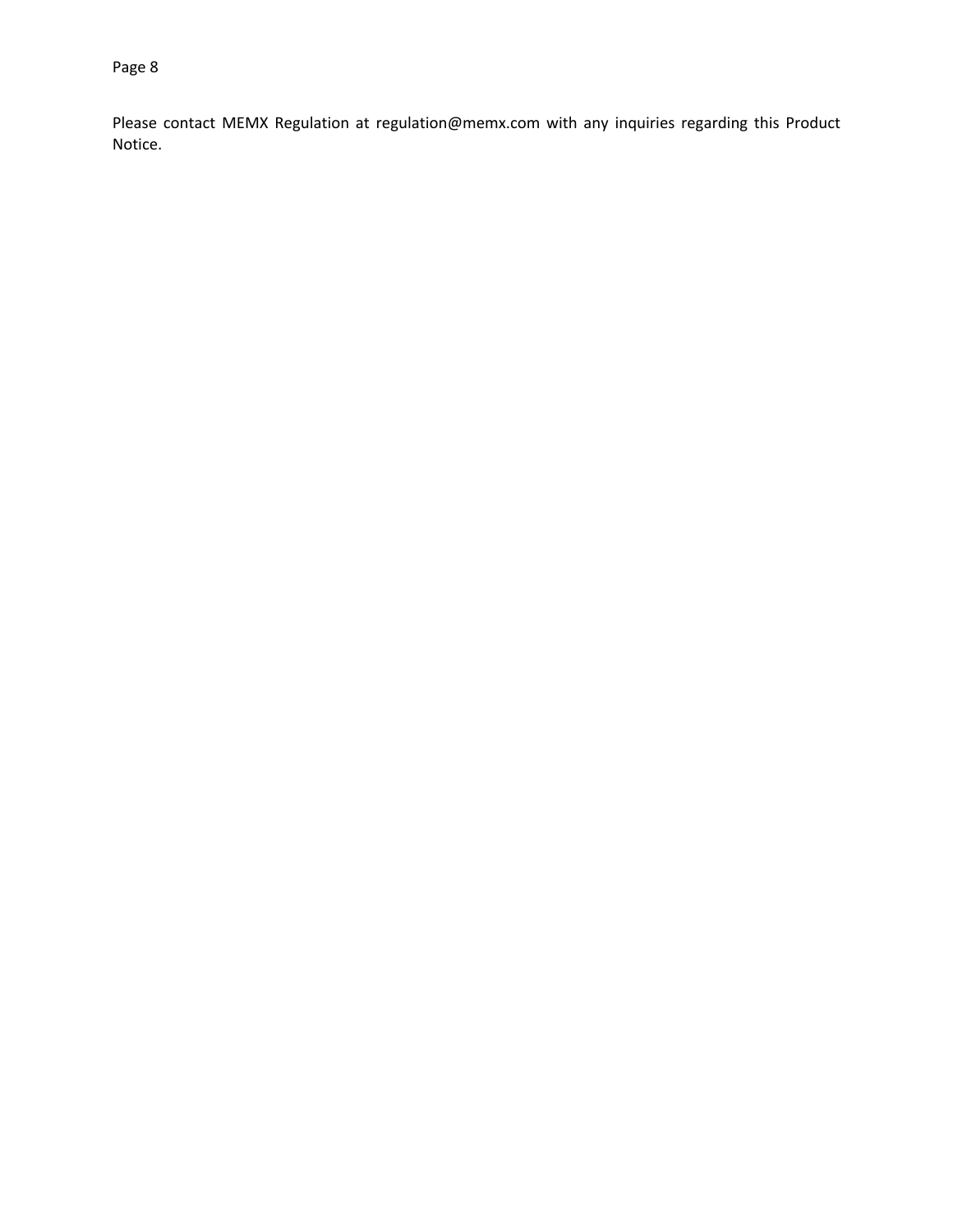Please contact MEMX Regulation at regulation@memx.com with any inquiries regarding this Product Notice.